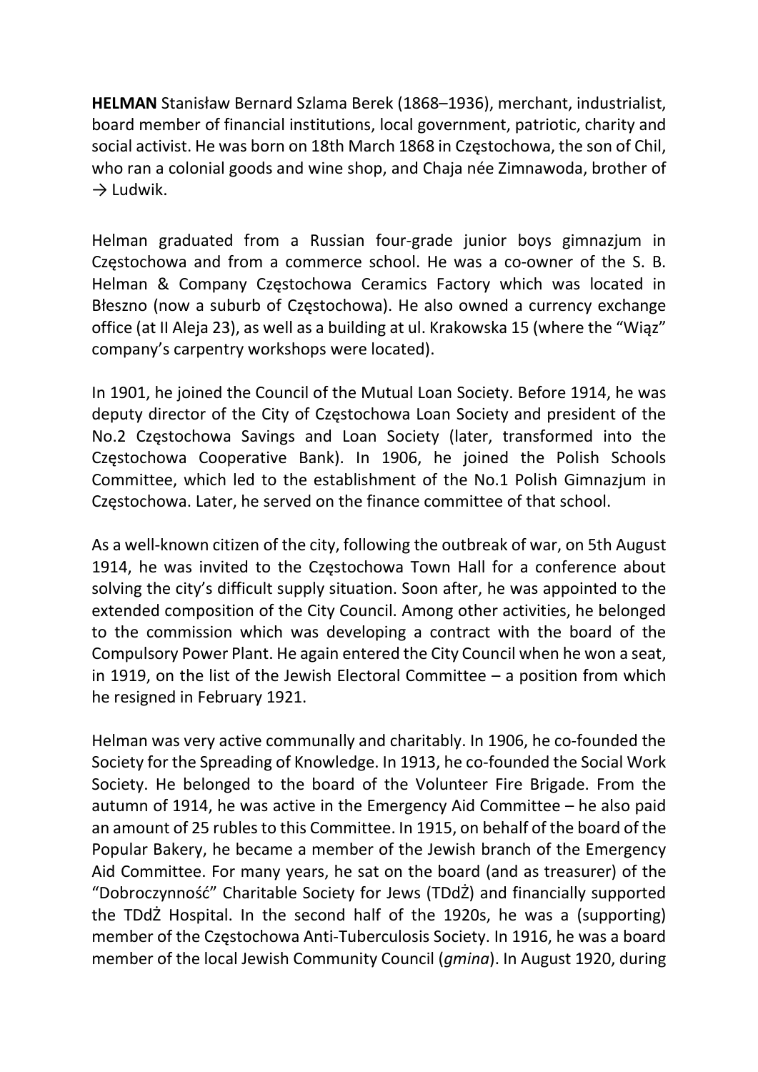**HELMAN** Stanisław Bernard Szlama Berek (1868–1936), merchant, industrialist, board member of financial institutions, local government, patriotic, charity and social activist. He was born on 18th March 1868 in Częstochowa, the son of Chil, who ran a colonial goods and wine shop, and Chaja née Zimnawoda, brother of → Ludwik.

Helman graduated from a Russian four-grade junior boys gimnazjum in Częstochowa and from a commerce school. He was a co-owner of the S. B. Helman & Company Częstochowa Ceramics Factory which was located in Błeszno (now a suburb of Częstochowa). He also owned a currency exchange office (at II Aleja 23), as well as a building at ul. Krakowska 15 (where the "Wiąz" company's carpentry workshops were located).

In 1901, he joined the Council of the Mutual Loan Society. Before 1914, he was deputy director of the City of Częstochowa Loan Society and president of the No.2 Częstochowa Savings and Loan Society (later, transformed into the Częstochowa Cooperative Bank). In 1906, he joined the Polish Schools Committee, which led to the establishment of the No.1 Polish Gimnazjum in Częstochowa. Later, he served on the finance committee of that school.

As a well-known citizen of the city, following the outbreak of war, on 5th August 1914, he was invited to the Częstochowa Town Hall for a conference about solving the city's difficult supply situation. Soon after, he was appointed to the extended composition of the City Council. Among other activities, he belonged to the commission which was developing a contract with the board of the Compulsory Power Plant. He again entered the City Council when he won a seat, in 1919, on the list of the Jewish Electoral Committee – a position from which he resigned in February 1921.

Helman was very active communally and charitably. In 1906, he co-founded the Society for the Spreading of Knowledge. In 1913, he co-founded the Social Work Society. He belonged to the board of the Volunteer Fire Brigade. From the autumn of 1914, he was active in the Emergency Aid Committee – he also paid an amount of 25 rubles to this Committee. In 1915, on behalf of the board of the Popular Bakery, he became a member of the Jewish branch of the Emergency Aid Committee. For many years, he sat on the board (and as treasurer) of the "Dobroczynność" Charitable Society for Jews (TDdŻ) and financially supported the TDdŻ Hospital. In the second half of the 1920s, he was a (supporting) member of the Częstochowa Anti-Tuberculosis Society. In 1916, he was a board member of the local Jewish Community Council (*gmina*). In August 1920, during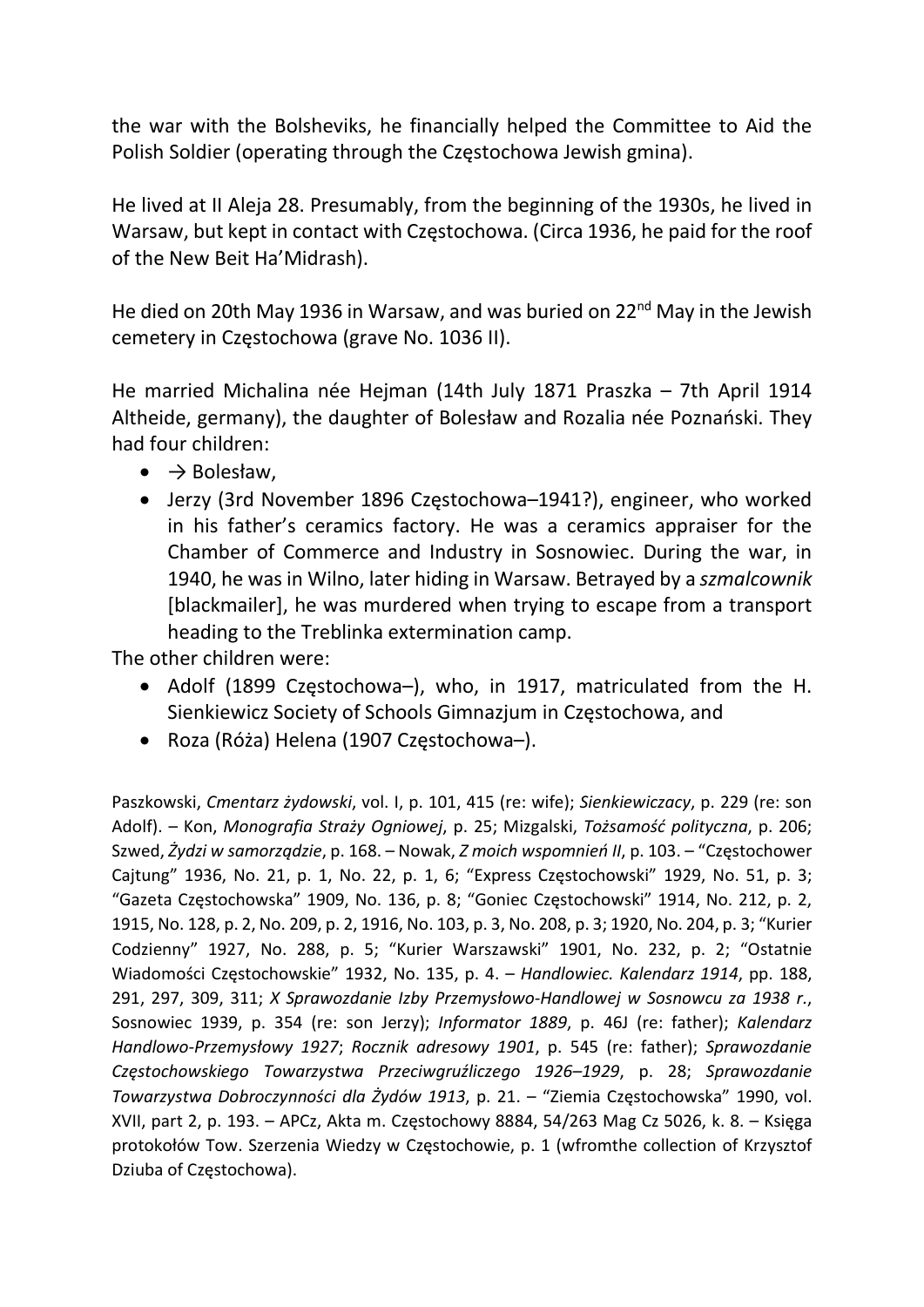the war with the Bolsheviks, he financially helped the Committee to Aid the Polish Soldier (operating through the Częstochowa Jewish gmina).

He lived at II Aleja 28. Presumably, from the beginning of the 1930s, he lived in Warsaw, but kept in contact with Częstochowa. (Circa 1936, he paid for the roof of the New Beit Ha'Midrash).

He died on 20th May 1936 in Warsaw, and was buried on 22nd May in the Jewish cemetery in Częstochowa (grave No. 1036 II).

He married Michalina née Hejman (14th July 1871 Praszka – 7th April 1914 Altheide, germany), the daughter of Bolesław and Rozalia née Poznański. They had four children:

- → Bolesław,
- Jerzy (3rd November 1896 Częstochowa–1941?), engineer, who worked in his father's ceramics factory. He was a ceramics appraiser for the Chamber of Commerce and Industry in Sosnowiec. During the war, in 1940, he was in Wilno, later hiding in Warsaw. Betrayed by a *szmalcownik* [blackmailer], he was murdered when trying to escape from a transport heading to the Treblinka extermination camp.

The other children were:

- Adolf (1899 Częstochowa–), who, in 1917, matriculated from the H. Sienkiewicz Society of Schools Gimnazjum in Częstochowa, and
- Roza (Róża) Helena (1907 Częstochowa–).

Paszkowski, *Cmentarz żydowski*, vol. I, p. 101, 415 (re: wife); *Sienkiewiczacy*, p. 229 (re: son Adolf). – Kon, *Monografia Straży Ogniowej*, p. 25; Mizgalski, *Tożsamość polityczna*, p. 206; Szwed, *Żydzi w samorządzie*, p. 168. – Nowak, *Z moich wspomnień II*, p. 103. – "Częstochower Cajtung" 1936, No. 21, p. 1, No. 22, p. 1, 6; "Express Częstochowski" 1929, No. 51, p. 3; "Gazeta Częstochowska" 1909, No. 136, p. 8; "Goniec Częstochowski" 1914, No. 212, p. 2, 1915, No. 128, p. 2, No. 209, p. 2, 1916, No. 103, p. 3, No. 208, p. 3; 1920, No. 204, p. 3; "Kurier Codzienny" 1927, No. 288, p. 5; "Kurier Warszawski" 1901, No. 232, p. 2; "Ostatnie Wiadomości Częstochowskie" 1932, No. 135, p. 4. – *Handlowiec. Kalendarz 1914*, pp. 188, 291, 297, 309, 311; *X Sprawozdanie Izby Przemysłowo-Handlowej w Sosnowcu za 1938 r.*, Sosnowiec 1939, p. 354 (re: son Jerzy); *Informator 1889*, p. 46J (re: father); *Kalendarz Handlowo-Przemysłowy 1927*; *Rocznik adresowy 1901*, p. 545 (re: father); *Sprawozdanie Częstochowskiego Towarzystwa Przeciwgruźliczego 1926–1929*, p. 28; *Sprawozdanie Towarzystwa Dobroczynności dla Żydów 1913*, p. 21. – "Ziemia Częstochowska" 1990, vol. XVII, part 2, p. 193. – APCz, Akta m. Częstochowy 8884, 54/263 Mag Cz 5026, k. 8. – Księga protokołów Tow. Szerzenia Wiedzy w Częstochowie, p. 1 (wfromthe collection of Krzysztof Dziuba of Częstochowa).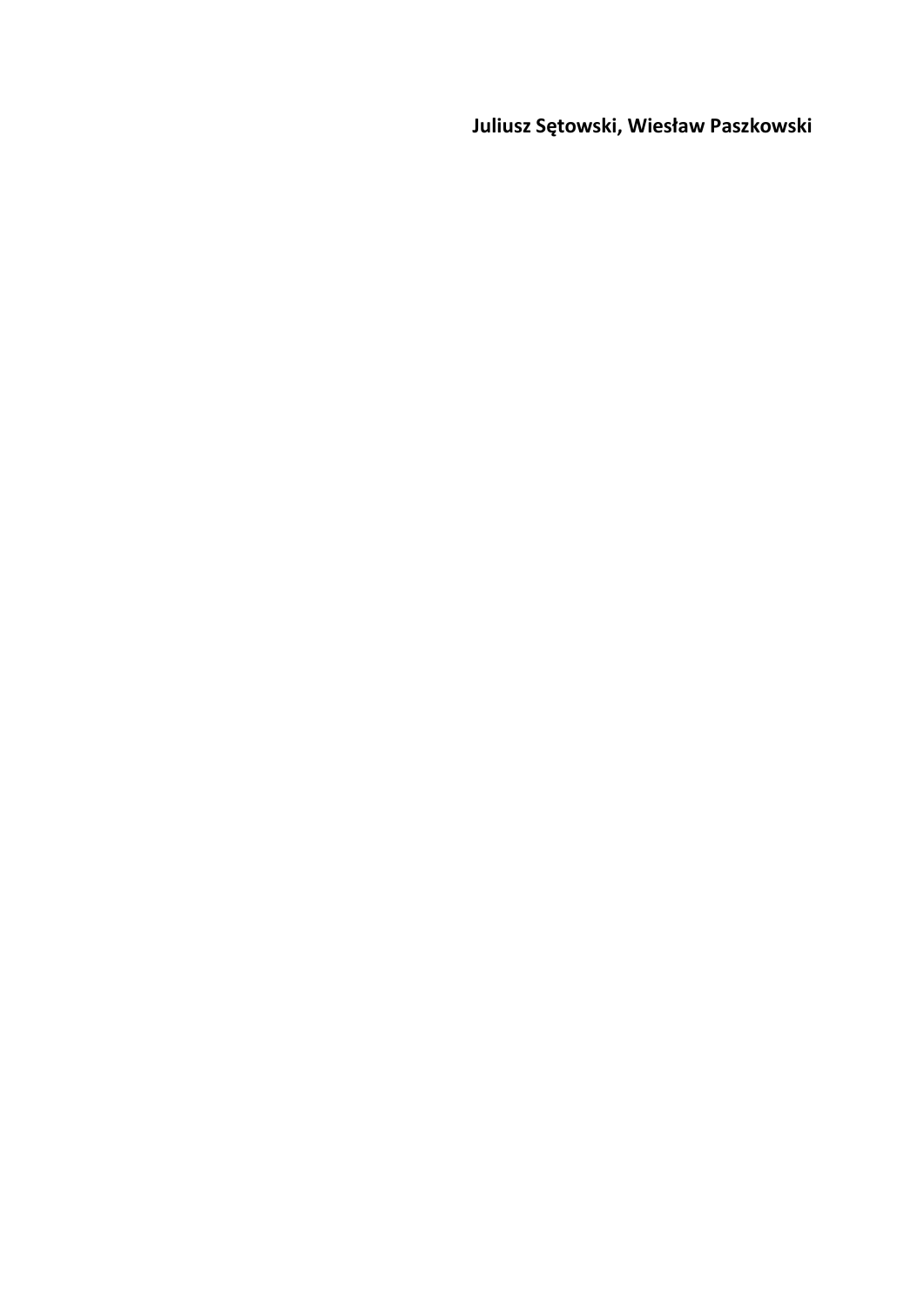**Juliusz Sętowski, Wiesław Paszkowski**